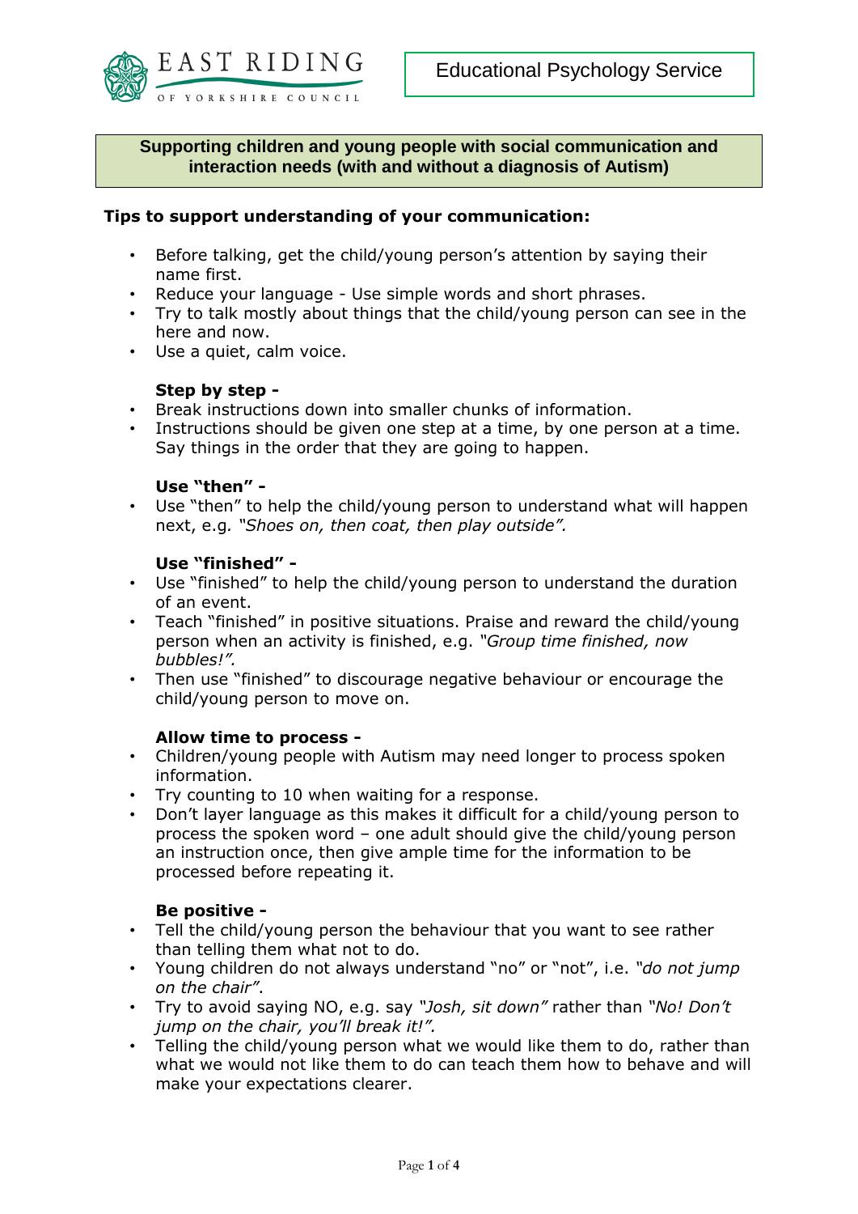EAST RIDING OF YORKSHIRE COUNCIL

Educational Psychology Service

## Supporting children and young people with social communication and interaction needs (with and without a diagnosis of Autism)

### Tips to support understanding of your communication:

- Before talking, get the child/young person's attention by saying their name first.
- Reduce your language - Use simple words and short phrases.
- Try to talk mostly about things that the child/young person can see in the here and now.
- Use a quiet, calm voice.

**Step by step -**

- Break instructions down into smaller chunks of information.
- Instructions should be given one step at a time, by one person at a time. Say things in the order that they are going to happen.

**Use "then" -**

- Use "then" to help the child/young person to understand what will happen next, e.g. *"Shoes on, then coat, then play outside".*

**Use "finished" -**

- Use "finished" to help the child/young person to understand the duration of an event.
- Teach "finished" in positive situations. Praise and reward the child/young person when an activity is finished, e.g. *"Group time finished, now bubbles!".*
- Then use "finished" to discourage negative behaviour or encourage the child/young person to move on.

**Allow time to process -**

- Children/young people with Autism may need longer to process spoken information.
- Try counting to 10 when waiting for a response.
- Don't layer language as this makes it difficult for a child/young person to process the spoken word – one adult should give the child/young person an instruction once, then give ample time for the information to be processed before repeating it.

**Be positive -**

- Tell the child/young person the behaviour that you want to see rather than telling them what not to do.
- Young children do not always understand "no" or "not", i.e. *"do not jump on the chair"*.
- Try to avoid saying NO, e.g. say *"Josh, sit down"* rather than *"No! Don't jump on the chair, you'll break it!".*
- Telling the child/young person what we would like them to do, rather than what we would not like them to do can teach them how to behave and will make your expectations clearer.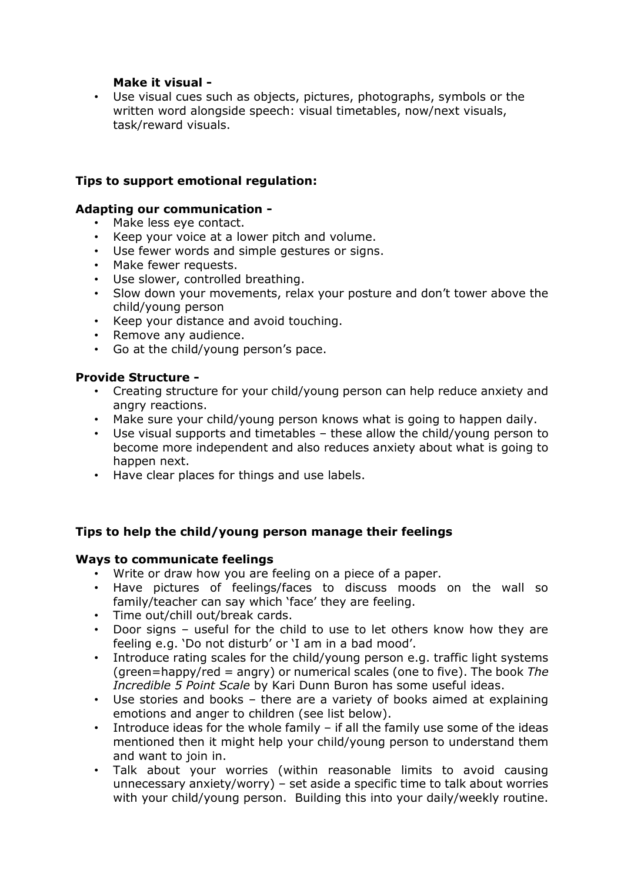**Make it visual -**

- Use visual cues such as objects, pictures, photographs, symbols or the written word alongside speech: visual timetables, now/next visuals, task/reward visuals.

## Tips to support emotional regulation:

**Adapting our communication -**

- Make less eye contact.
- Keep your voice at a lower pitch and volume.
- Use fewer words and simple gestures or signs.
- Make fewer requests.
- Use slower, controlled breathing.
- Slow down your movements, relax your posture and don't tower above the child/young person
- Keep your distance and avoid touching.
- Remove any audience.
- Go at the child/young person's pace.

**Provide Structure -**

- Creating structure for your child/young person can help reduce anxiety and angry reactions.
- Make sure your child/young person knows what is going to happen daily.
- Use visual supports and timetables – these allow the child/young person to become more independent and also reduces anxiety about what is going to happen next.
- Have clear places for things and use labels.

## Tips to help the child/young person manage their feelings

**Ways to communicate feelings**

- Write or draw how you are feeling on a piece of a paper.
- Have pictures of feelings/faces to discuss moods on the wall so family/teacher can say which 'face' they are feeling.
- Time out/chill out/break cards.
- Door signs – useful for the child to use to let others know how they are feeling e.g. 'Do not disturb' or 'I am in a bad mood'.
- Introduce rating scales for the child/young person e.g. traffic light systems (green=happy/red = angry) or numerical scales (one to five). The book *The Incredible 5 Point Scale* by Kari Dunn Buron has some useful ideas.
- Use stories and books – there are a variety of books aimed at explaining emotions and anger to children (see list below).
- Introduce ideas for the whole family – if all the family use some of the ideas mentioned then it might help your child/young person to understand them and want to join in.
- Talk about your worries (within reasonable limits to avoid causing unnecessary anxiety/worry) – set aside a specific time to talk about worries with your child/young person. Building this into your daily/weekly routine.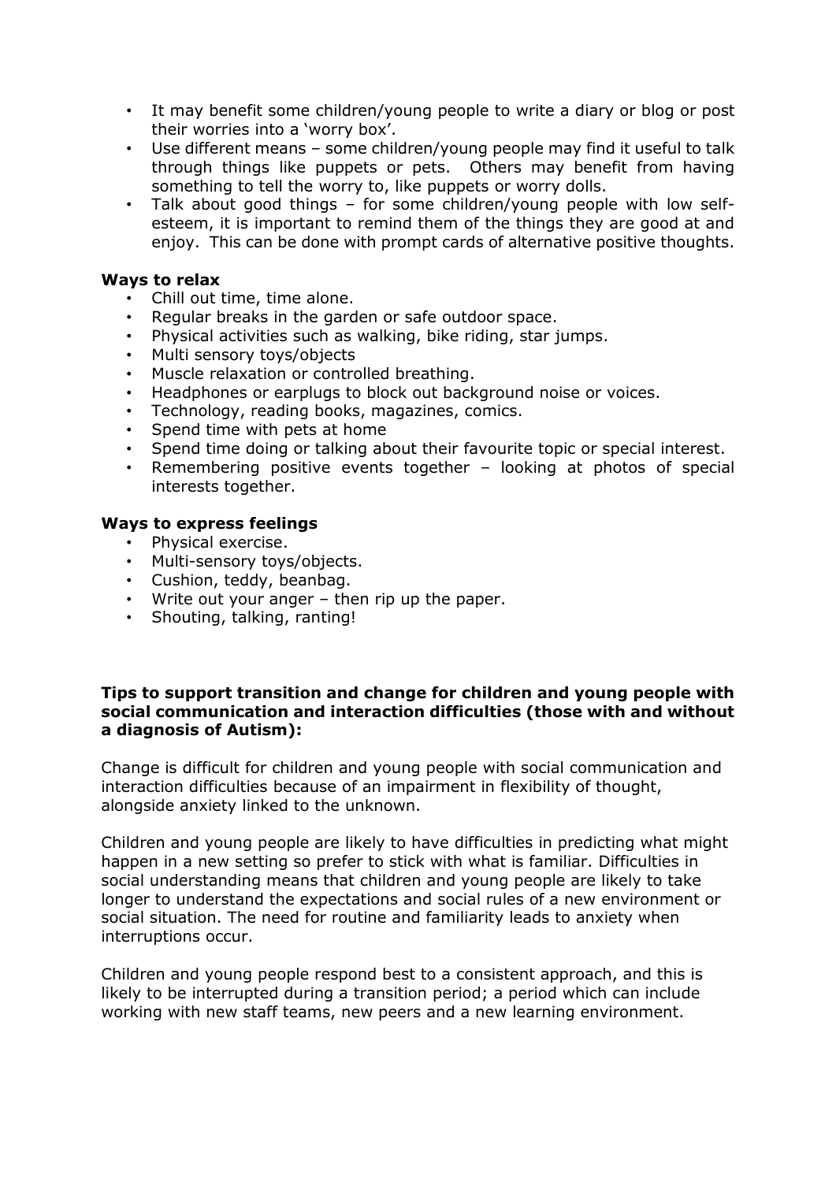- It may benefit some children/young people to write a diary or blog or post their worries into a 'worry box'.
- Use different means – some children/young people may find it useful to talk through things like puppets or pets. Others may benefit from having something to tell the worry to, like puppets or worry dolls.
- Talk about good things – for some children/young people with low self-esteem, it is important to remind them of the things they are good at and enjoy. This can be done with prompt cards of alternative positive thoughts.

**Ways to relax**

- Chill out time, time alone.
- Regular breaks in the garden or safe outdoor space.
- Physical activities such as walking, bike riding, star jumps.
- Multi sensory toys/objects
- Muscle relaxation or controlled breathing.
- Headphones or earplugs to block out background noise or voices.
- Technology, reading books, magazines, comics.
- Spend time with pets at home
- Spend time doing or talking about their favourite topic or special interest.
- Remembering positive events together – looking at photos of special interests together.

**Ways to express feelings**

- Physical exercise.
- Multi-sensory toys/objects.
- Cushion, teddy, beanbag.
- Write out your anger – then rip up the paper.
- Shouting, talking, ranting!

**Tips to support transition and change for children and young people with social communication and interaction difficulties (those with and without a diagnosis of Autism):**

Change is difficult for children and young people with social communication and interaction difficulties because of an impairment in flexibility of thought, alongside anxiety linked to the unknown.

Children and young people are likely to have difficulties in predicting what might happen in a new setting so prefer to stick with what is familiar. Difficulties in social understanding means that children and young people are likely to take longer to understand the expectations and social rules of a new environment or social situation. The need for routine and familiarity leads to anxiety when interruptions occur.

Children and young people respond best to a consistent approach, and this is likely to be interrupted during a transition period; a period which can include working with new staff teams, new peers and a new learning environment.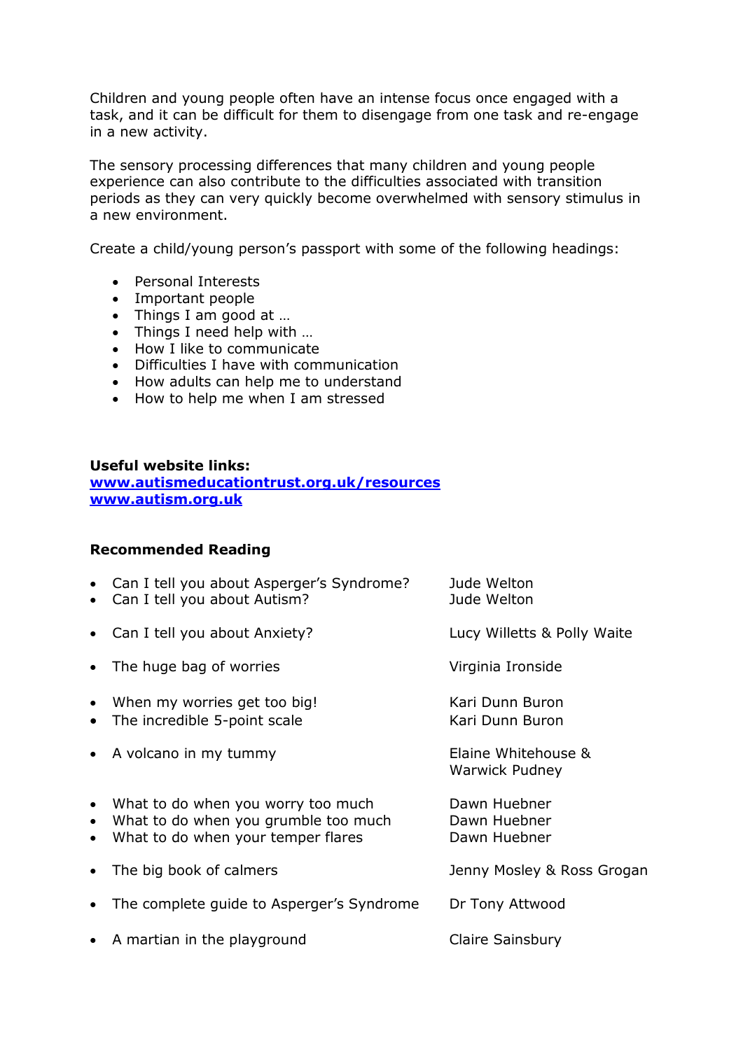Children and young people often have an intense focus once engaged with a task, and it can be difficult for them to disengage from one task and re-engage in a new activity.

The sensory processing differences that many children and young people experience can also contribute to the difficulties associated with transition periods as they can very quickly become overwhelmed with sensory stimulus in a new environment.

Create a child/young person's passport with some of the following headings:

- Personal Interests
- Important people
- Things I am good at …
- Things I need help with …
- How I like to communicate
- Difficulties I have with communication
- How adults can help me to understand
- How to help me when I am stressed

**Useful website links:**
**[www.autismeducationtrust.org.uk/resources](http://www.autismeducationtrust.org.uk/resources)**
**[www.autism.org.uk](http://www.autism.org.uk)**

**Recommended Reading**

| | |
|---|---|
| • Can I tell you about Asperger's Syndrome? | Jude Welton |
| • Can I tell you about Autism? | Jude Welton |
| • Can I tell you about Anxiety? | Lucy Willetts & Polly Waite |
| • The huge bag of worries | Virginia Ironside |
| • When my worries get too big! | Kari Dunn Buron |
| • The incredible 5-point scale | Kari Dunn Buron |
| • A volcano in my tummy | Elaine Whitehouse & Warwick Pudney |
| • What to do when you worry too much | Dawn Huebner |
| • What to do when you grumble too much | Dawn Huebner |
| • What to do when your temper flares | Dawn Huebner |
| • The big book of calmers | Jenny Mosley & Ross Grogan |
| • The complete guide to Asperger's Syndrome | Dr Tony Attwood |
| • A martian in the playground | Claire Sainsbury |